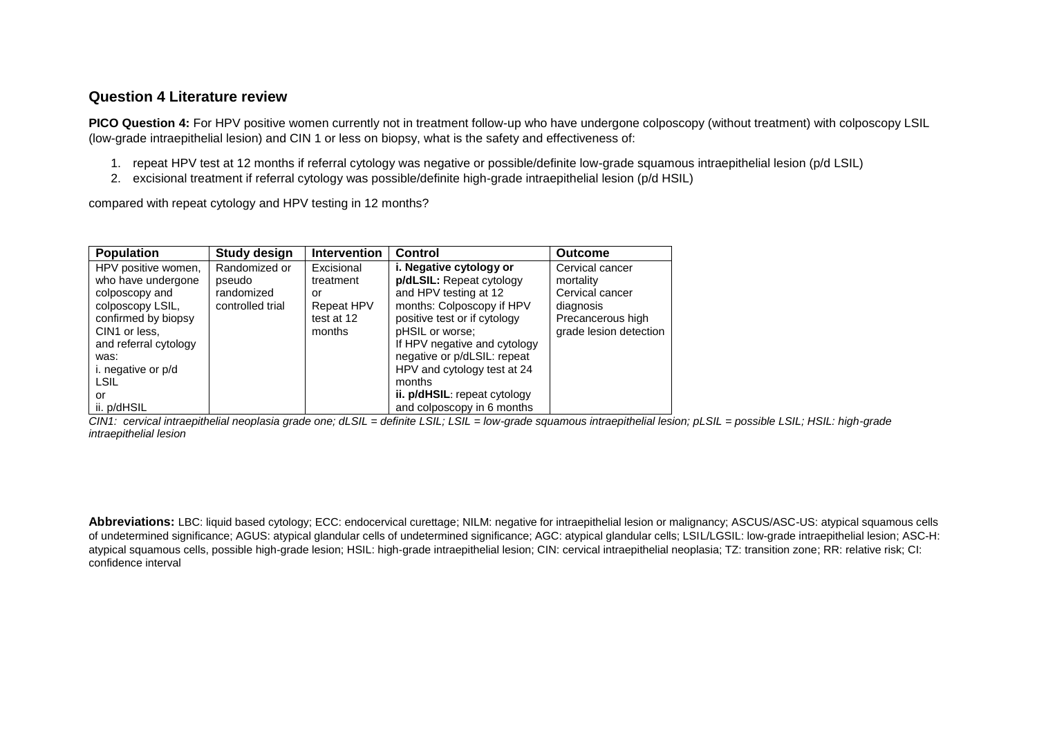## Question 4 Literature review

**PICO Question 4:** For HPV positive women currently not in treatment follow-up who have undergone colposcopy (without treatment) with colposcopy LSIL (low-grade intraepithelial lesion) and CIN 1 or less on biopsy, what is the safety and effectiveness of:

1. repeat HPV test at 12 months if referral cytology was negative or possible/definite low-grade squamous intraepithelial lesion (p/d LSIL)
2. excisional treatment if referral cytology was possible/definite high-grade intraepithelial lesion (p/d HSIL)

compared with repeat cytology and HPV testing in 12 months?

| Population | Study design | Intervention | Control | Outcome |
|---|---|---|---|---|
| HPV positive women, who have undergone colposcopy and colposcopy LSIL, confirmed by biopsy CIN1 or less, and referral cytology was: i. negative or p/d LSIL or ii. p/dHSIL | Randomized or pseudo randomized controlled trial | Excisional treatment or Repeat HPV test at 12 months | **i. Negative cytology or p/dLSIL:** Repeat cytology and HPV testing at 12 months: Colposcopy if HPV positive test or if cytology pHSIL or worse; If HPV negative and cytology negative or p/dLSIL: repeat HPV and cytology test at 24 months **ii. p/dHSIL**: repeat cytology and colposcopy in 6 months | Cervical cancer mortality Cervical cancer diagnosis Precancerous high grade lesion detection |

*CIN1: cervical intraepithelial neoplasia grade one; dLSIL = definite LSIL; LSIL = low-grade squamous intraepithelial lesion; pLSIL = possible LSIL; HSIL: high-grade intraepithelial lesion*

**Abbreviations:** LBC: liquid based cytology; ECC: endocervical curettage; NILM: negative for intraepithelial lesion or malignancy; ASCUS/ASC-US: atypical squamous cells of undetermined significance; AGUS: atypical glandular cells of undetermined significance; AGC: atypical glandular cells; LSIL/LGSIL: low-grade intraepithelial lesion; ASC-H: atypical squamous cells, possible high-grade lesion; HSIL: high-grade intraepithelial lesion; CIN: cervical intraepithelial neoplasia; TZ: transition zone; RR: relative risk; CI: confidence interval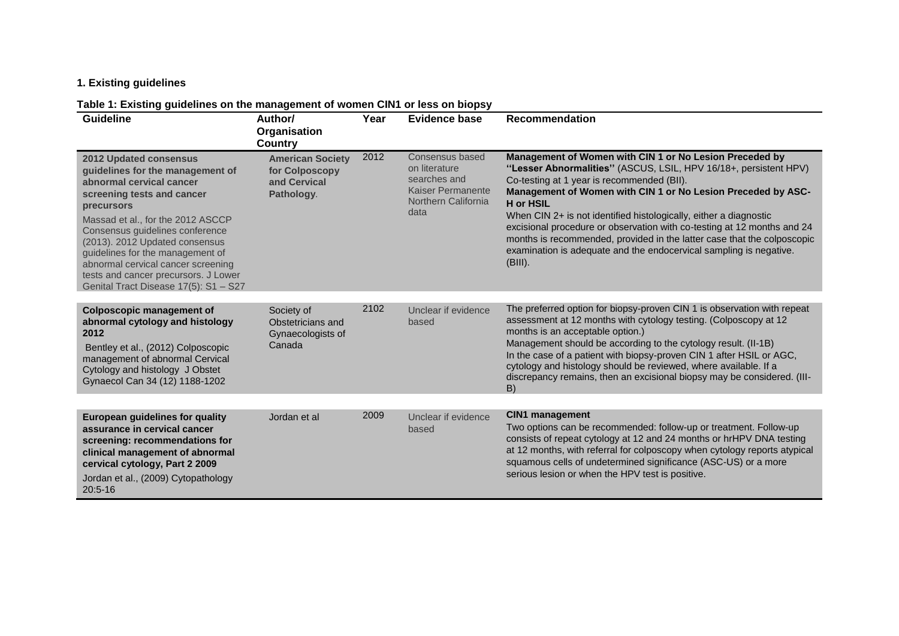## 1. Existing guidelines

**Table 1: Existing guidelines on the management of women CIN1 or less on biopsy**

| Guideline | Author/ Organisation Country | Year | Evidence base | Recommendation |
|---|---|---|---|---|
| **2012 Updated consensus guidelines for the management of abnormal cervical cancer screening tests and cancer precursors** <br> Massad et al., for the 2012 ASCCP Consensus guidelines conference (2013). 2012 Updated consensus guidelines for the management of abnormal cervical cancer screening tests and cancer precursors. J Lower Genital Tract Disease 17(5): S1 – S27 | **American Society for Colposcopy and Cervical Pathology**. | 2012 | Consensus based on literature searches and Kaiser Permanente Northern California data | **Management of Women with CIN 1 or No Lesion Preceded by ''Lesser Abnormalities''** (ASCUS, LSIL, HPV 16/18+, persistent HPV) Co-testing at 1 year is recommended (BII). **Management of Women with CIN 1 or No Lesion Preceded by ASC-H or HSIL** When CIN 2+ is not identified histologically, either a diagnostic excisional procedure or observation with co-testing at 12 months and 24 months is recommended, provided in the latter case that the colposcopic examination is adequate and the endocervical sampling is negative. (BIII). |
| **Colposcopic management of abnormal cytology and histology 2012** <br> Bentley et al., (2012) Colposcopic management of abnormal Cervical Cytology and histology J Obstet Gynaecol Can 34 (12) 1188-1202 | Society of Obstetricians and Gynaecologists of Canada | 2102 | Unclear if evidence based | The preferred option for biopsy-proven CIN 1 is observation with repeat assessment at 12 months with cytology testing. (Colposcopy at 12 months is an acceptable option.) Management should be according to the cytology result. (II-1B) In the case of a patient with biopsy-proven CIN 1 after HSIL or AGC, cytology and histology should be reviewed, where available. If a discrepancy remains, then an excisional biopsy may be considered. (III-B) |
| **European guidelines for quality assurance in cervical cancer screening: recommendations for clinical management of abnormal cervical cytology, Part 2 2009** <br> Jordan et al., (2009) Cytopathology 20:5-16 | Jordan et al | 2009 | Unclear if evidence based | **CIN1 management** <br> Two options can be recommended: follow-up or treatment. Follow-up consists of repeat cytology at 12 and 24 months or hrHPV DNA testing at 12 months, with referral for colposcopy when cytology reports atypical squamous cells of undetermined significance (ASC-US) or a more serious lesion or when the HPV test is positive. |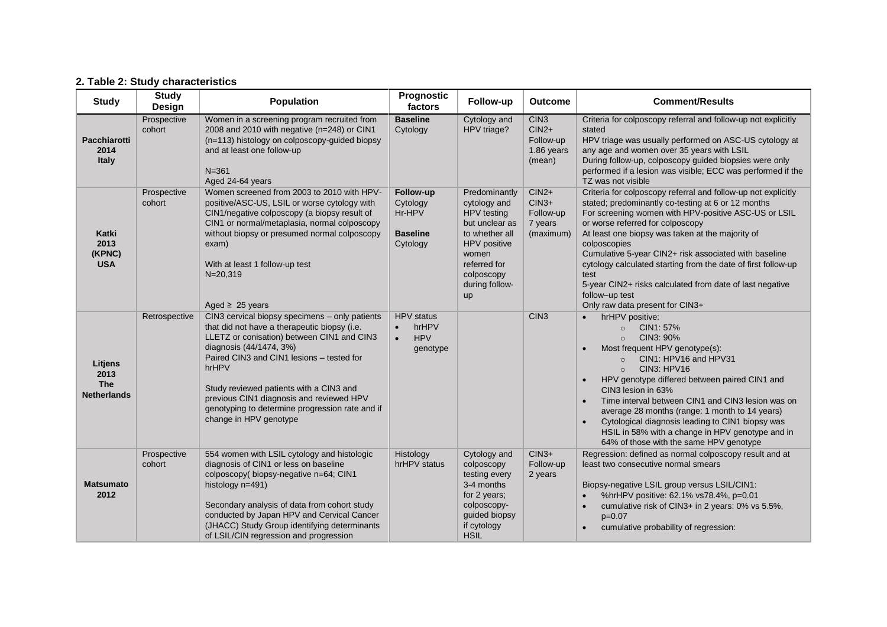## 2. Table 2: Study characteristics

| Study | Study Design | Population | Prognostic factors | Follow-up | Outcome | Comment/Results |
|---|---|---|---|---|---|---|
| **Pacchiarotti 2014 Italy** | Prospective cohort | Women in a screening program recruited from 2008 and 2010 with negative (n=248) or CIN1 (n=113) histology on colposcopy-guided biopsy and at least one follow-up<br><br>N=361<br>Aged 24-64 years | **Baseline**<br>Cytology | Cytology and HPV triage? | CIN3<br>CIN2+<br>Follow-up 1.86 years (mean) | Criteria for colposcopy referral and follow-up not explicitly stated<br>HPV triage was usually performed on ASC-US cytology at any age and women over 35 years with LSIL<br>During follow-up, colposcopy guided biopsies were only performed if a lesion was visible; ECC was performed if the TZ was not visible |
| **Katki 2013 (KPNC) USA** | Prospective cohort | Women screened from 2003 to 2010 with HPV-positive/ASC-US, LSIL or worse cytology with CIN1/negative colposcopy (a biopsy result of CIN1 or normal/metaplasia, normal colposcopy without biopsy or presumed normal colposcopy exam)<br><br>With at least 1 follow-up test<br>N=20,319<br><br>Aged ≥ 25 years | **Follow-up**<br>Cytology<br>Hr-HPV<br><br>**Baseline**<br>Cytology | Predominantly cytology and HPV testing but unclear as to whether all HPV positive women referred for colposcopy during follow-up | CIN2+<br>CIN3+<br>Follow-up 7 years (maximum) | Criteria for colposcopy referral and follow-up not explicitly stated; predominantly co-testing at 6 or 12 months<br>For screening women with HPV-positive ASC-US or LSIL or worse referred for colposcopy<br>At least one biopsy was taken at the majority of colposcopies<br>Cumulative 5-year CIN2+ risk associated with baseline cytology calculated starting from the date of first follow-up test<br>5-year CIN2+ risks calculated from date of last negative follow–up test<br>Only raw data present for CIN3+ |
| **Litjens 2013 The Netherlands** | Retrospective | CIN3 cervical biopsy specimens – only patients that did not have a therapeutic biopsy (i.e. LLETZ or conisation) between CIN1 and CIN3 diagnosis (44/1474, 3%)<br>Paired CIN3 and CIN1 lesions – tested for hrHPV<br><br>Study reviewed patients with a CIN3 and previous CIN1 diagnosis and reviewed HPV genotyping to determine progression rate and if change in HPV genotype | HPV status<br>• hrHPV<br>• HPV genotype | | CIN3 | • hrHPV positive:<br>&nbsp;&nbsp;&nbsp;&nbsp;○ CIN1: 57%<br>&nbsp;&nbsp;&nbsp;&nbsp;○ CIN3: 90%<br>• Most frequent HPV genotype(s):<br>&nbsp;&nbsp;&nbsp;&nbsp;○ CIN1: HPV16 and HPV31<br>&nbsp;&nbsp;&nbsp;&nbsp;○ CIN3: HPV16<br>• HPV genotype differed between paired CIN1 and CIN3 lesion in 63%<br>• Time interval between CIN1 and CIN3 lesion was on average 28 months (range: 1 month to 14 years)<br>• Cytological diagnosis leading to CIN1 biopsy was HSIL in 58% with a change in HPV genotype and in 64% of those with the same HPV genotype |
| **Matsumato 2012** | Prospective cohort | 554 women with LSIL cytology and histologic diagnosis of CIN1 or less on baseline colposcopy( biopsy-negative n=64; CIN1 histology n=491)<br><br>Secondary analysis of data from cohort study conducted by Japan HPV and Cervical Cancer (JHACC) Study Group identifying determinants of LSIL/CIN regression and progression | Histology<br>hrHPV status | Cytology and colposcopy testing every 3-4 months for 2 years; colposcopy-guided biopsy if cytology HSIL | CIN3+<br>Follow-up 2 years | Regression: defined as normal colposcopy result and at least two consecutive normal smears<br><br>Biopsy-negative LSIL group versus LSIL/CIN1:<br>• %hrHPV positive: 62.1% vs78.4%, p=0.01<br>• cumulative risk of CIN3+ in 2 years: 0% vs 5.5%, p=0.07<br>• cumulative probability of regression: |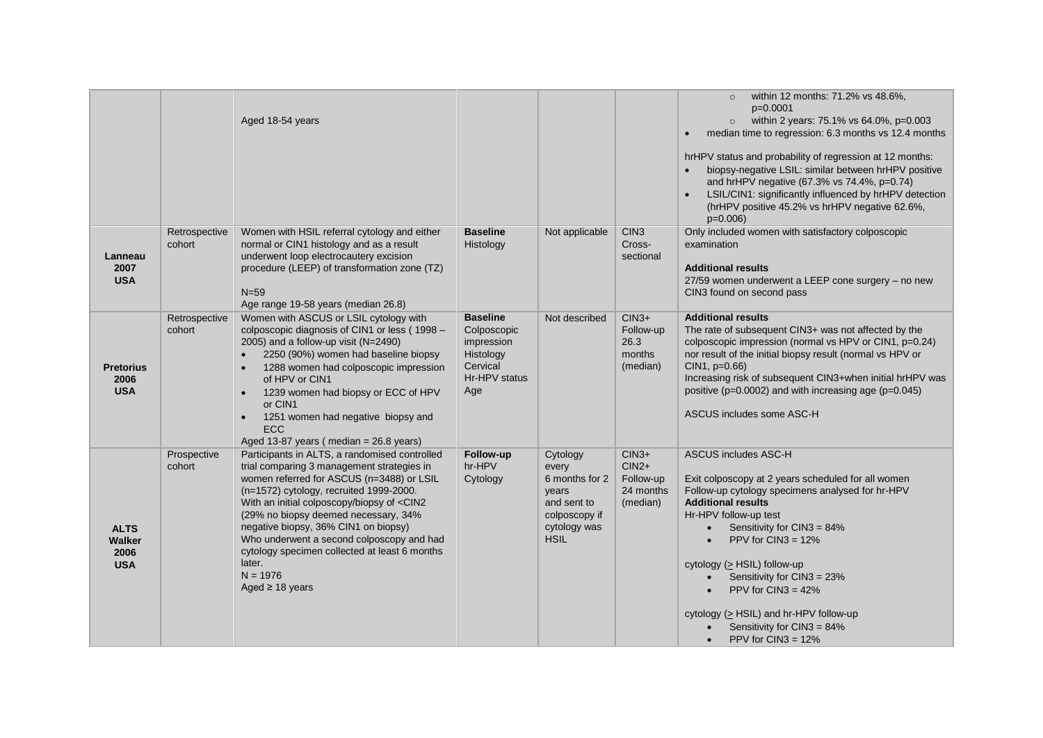| | | | | | | |
|---|---|---|---|---|---|---|
| | | Aged 18-54 years | | | | ○ within 12 months: 71.2% vs 48.6%, p=0.0001<br>○ within 2 years: 75.1% vs 64.0%, p=0.003<br>• median time to regression: 6.3 months vs 12.4 months<br><br>hrHPV status and probability of regression at 12 months:<br>• biopsy-negative LSIL: similar between hrHPV positive and hrHPV negative (67.3% vs 74.4%, p=0.74)<br>• LSIL/CIN1: significantly influenced by hrHPV detection (hrHPV positive 45.2% vs hrHPV negative 62.6%, p=0.006) |
| **Lanneau 2007 USA** | Retrospective cohort | Women with HSIL referral cytology and either normal or CIN1 histology and as a result underwent loop electrocautery excision procedure (LEEP) of transformation zone (TZ)<br><br>N=59<br>Age range 19-58 years (median 26.8) | **Baseline**<br>Histology | Not applicable | CIN3<br>Cross-sectional | Only included women with satisfactory colposcopic examination<br><br>**Additional results**<br>27/59 women underwent a LEEP cone surgery – no new CIN3 found on second pass |
| **Pretorius 2006 USA** | Retrospective cohort | Women with ASCUS or LSIL cytology with colposcopic diagnosis of CIN1 or less ( 1998 – 2005) and a follow-up visit (N=2490)<br>• 2250 (90%) women had baseline biopsy<br>• 1288 women had colposcopic impression of HPV or CIN1<br>• 1239 women had biopsy or ECC of HPV or CIN1<br>• 1251 women had negative biopsy and ECC<br>Aged 13-87 years ( median = 26.8 years) | **Baseline**<br>Colposcopic impression<br>Histology<br>Cervical Hr-HPV status<br>Age | Not described | CIN3+<br>Follow-up 26.3 months (median) | **Additional results**<br>The rate of subsequent CIN3+ was not affected by the colposcopic impression (normal vs HPV or CIN1, p=0.24) nor result of the initial biopsy result (normal vs HPV or CIN1, p=0.66)<br>Increasing risk of subsequent CIN3+when initial hrHPV was positive (p=0.0002) and with increasing age (p=0.045)<br><br>ASCUS includes some ASC-H |
| **ALTS Walker 2006 USA** | Prospective cohort | Participants in ALTS, a randomised controlled trial comparing 3 management strategies in women referred for ASCUS (n=3488) or LSIL (n=1572) cytology, recruited 1999-2000.<br>With an initial colposcopy/biopsy of <CIN2 (29% no biopsy deemed necessary, 34% negative biopsy, 36% CIN1 on biopsy)<br>Who underwent a second colposcopy and had cytology specimen collected at least 6 months later.<br>N = 1976<br>Aged ≥ 18 years | **Follow-up**<br>hr-HPV<br>Cytology | Cytology every 6 months for 2 years and sent to colposcopy if cytology was HSIL | CIN3+<br>CIN2+<br>Follow-up 24 months (median) | ASCUS includes ASC-H<br><br>Exit colposcopy at 2 years scheduled for all women<br>Follow-up cytology specimens analysed for hr-HPV<br>**Additional results**<br>Hr-HPV follow-up test<br>• Sensitivity for CIN3 = 84%<br>• PPV for CIN3 = 12%<br><br>cytology (≥ HSIL) follow-up<br>• Sensitivity for CIN3 = 23%<br>• PPV for CIN3 = 42%<br><br>cytology (≥ HSIL) and hr-HPV follow-up<br>• Sensitivity for CIN3 = 84%<br>• PPV for CIN3 = 12% |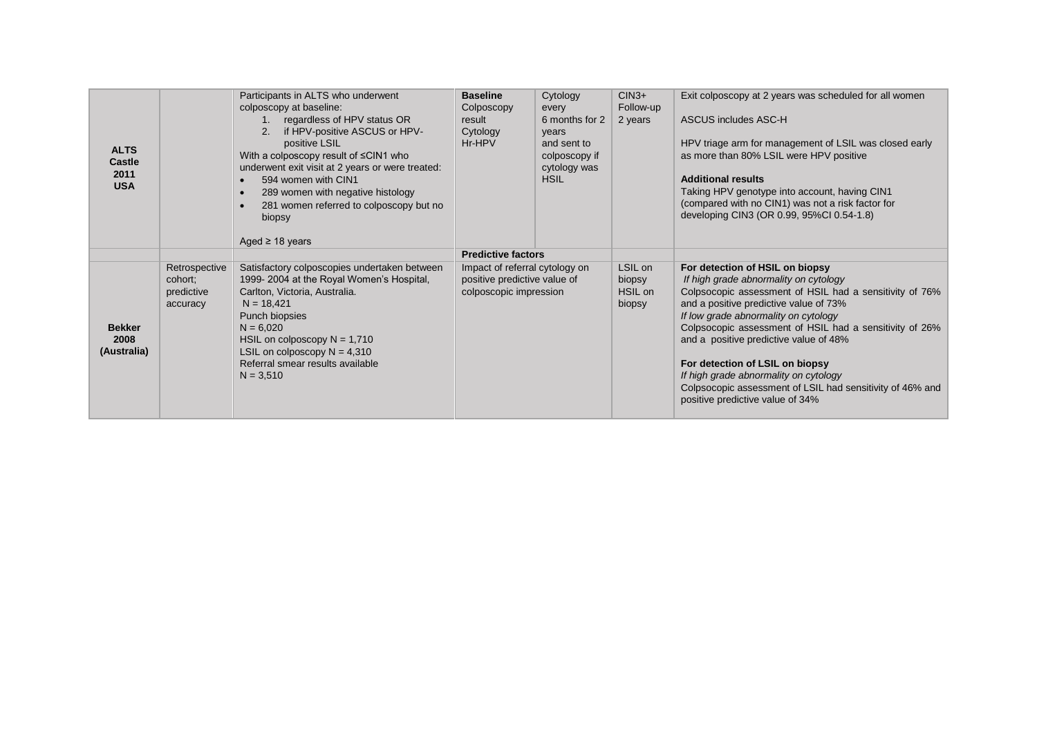| | | | | | | |
|---|---|---|---|---|---|---|
| **ALTS Castle 2011 USA** | | Participants in ALTS who underwent colposcopy at baseline:<br>1. regardless of HPV status OR<br>2. if HPV-positive ASCUS or HPV-positive LSIL<br>With a colposcopy result of ≤CIN1 who underwent exit visit at 2 years or were treated:<br>• 594 women with CIN1<br>• 289 women with negative histology<br>• 281 women referred to colposcopy but no biopsy<br><br>Aged ≥ 18 years | **Baseline**<br>Colposcopy result<br>Cytology<br>Hr-HPV | Cytology every 6 months for 2 years and sent to colposcopy if cytology was HSIL | CIN3+ Follow-up 2 years | Exit colposcopy at 2 years was scheduled for all women<br><br>ASCUS includes ASC-H<br><br>HPV triage arm for management of LSIL was closed early as more than 80% LSIL were HPV positive<br><br>**Additional results**<br>Taking HPV genotype into account, having CIN1 (compared with no CIN1) was not a risk factor for developing CIN3 (OR 0.99, 95%CI 0.54-1.8) |
| | | | **Predictive factors** | | | |
| **Bekker 2008 (Australia)** | Retrospective cohort; predictive accuracy | Satisfactory colposcopies undertaken between 1999- 2004 at the Royal Women's Hospital, Carlton, Victoria, Australia.<br>N = 18,421<br>Punch biopsies<br>N = 6,020<br>HSIL on colposcopy N = 1,710<br>LSIL on colposcopy N = 4,310<br>Referral smear results available<br>N = 3,510 | Impact of referral cytology on positive predictive value of colposcopic impression | | LSIL on biopsy<br>HSIL on biopsy | **For detection of HSIL on biopsy**<br>*If high grade abnormality on cytology*<br>Colpsocopic assessment of HSIL had a sensitivity of 76% and a positive predictive value of 73%<br>*If low grade abnormality on cytology*<br>Colpsocopic assessment of HSIL had a sensitivity of 26% and a positive predictive value of 48%<br><br>**For detection of LSIL on biopsy**<br>*If high grade abnormality on cytology*<br>Colpsocopic assessment of LSIL had sensitivity of 46% and positive predictive value of 34% |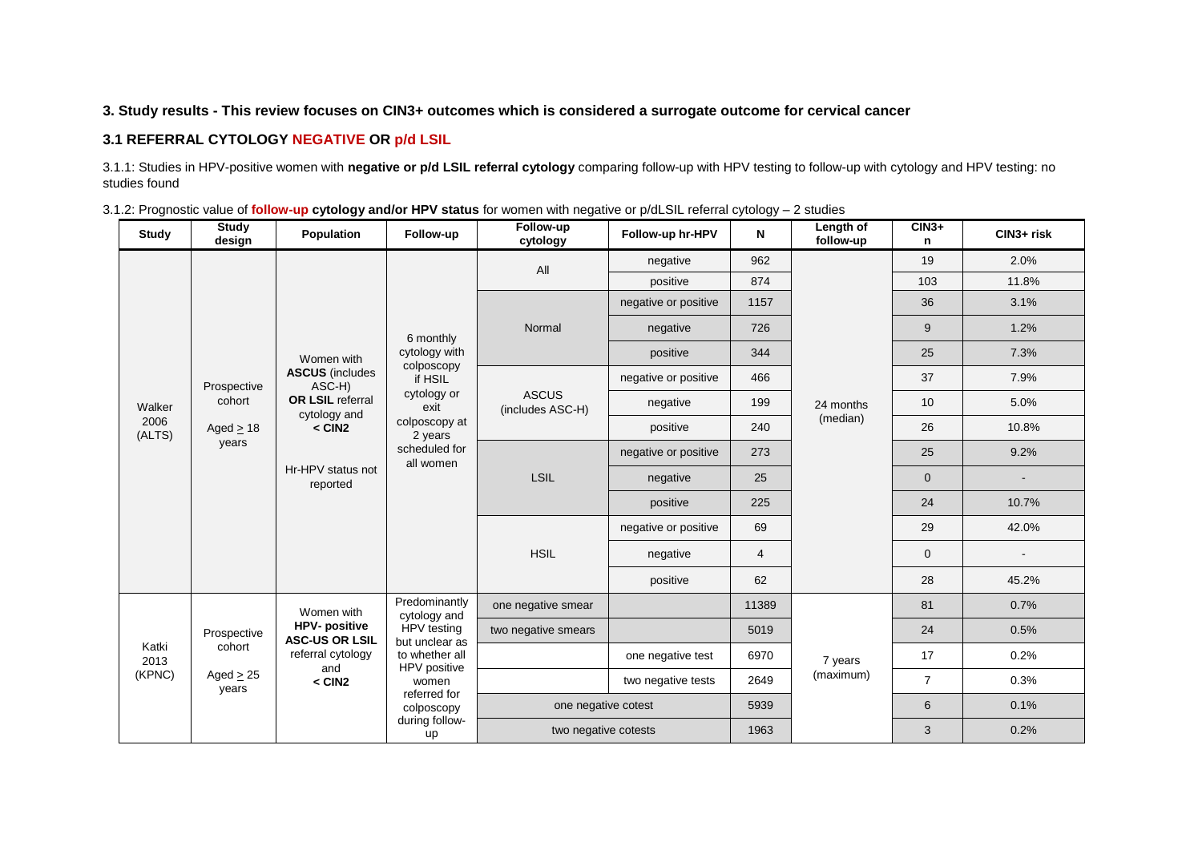### 3. Study results - This review focuses on CIN3+ outcomes which is considered a surrogate outcome for cervical cancer

### 3.1 REFERRAL CYTOLOGY NEGATIVE OR p/d LSIL

3.1.1: Studies in HPV-positive women with **negative or p/d LSIL referral cytology** comparing follow-up with HPV testing to follow-up with cytology and HPV testing: no studies found

3.1.2: Prognostic value of **follow-up cytology and/or HPV status** for women with negative or p/dLSIL referral cytology – 2 studies

| Study | Study design | Population | Follow-up | Follow-up cytology | Follow-up hr-HPV | N | Length of follow-up | CIN3+ n | CIN3+ risk |
|---|---|---|---|---|---|---|---|---|---|
| Walker 2006 (ALTS) | Prospective cohort<br>Aged ≥ 18 years | Women with **ASCUS** (includes ASC-H) **OR LSIL** referral cytology and **< CIN2**<br>Hr-HPV status not reported | 6 monthly cytology with colposcopy if HSIL cytology or exit colposcopy at 2 years scheduled for all women | All | negative | 962 | 24 months (median) | 19 | 2.0% |
| | | | | | positive | 874 | | 103 | 11.8% |
| | | | | Normal | negative or positive | 1157 | | 36 | 3.1% |
| | | | | | negative | 726 | | 9 | 1.2% |
| | | | | | positive | 344 | | 25 | 7.3% |
| | | | | ASCUS (includes ASC-H) | negative or positive | 466 | | 37 | 7.9% |
| | | | | | negative | 199 | | 10 | 5.0% |
| | | | | | positive | 240 | | 26 | 10.8% |
| | | | | LSIL | negative or positive | 273 | | 25 | 9.2% |
| | | | | | negative | 25 | | 0 | - |
| | | | | | positive | 225 | | 24 | 10.7% |
| | | | | HSIL | negative or positive | 69 | | 29 | 42.0% |
| | | | | | negative | 4 | | 0 | - |
| | | | | | positive | 62 | | 28 | 45.2% |
| Katki 2013 (KPNC) | Prospective cohort<br>Aged ≥ 25 years | Women with **HPV- positive ASC-US OR LSIL** referral cytology and **< CIN2** | Predominantly cytology and HPV testing but unclear as to whether all HPV positive women referred for colposcopy during follow-up | one negative smear | | 11389 | 7 years (maximum) | 81 | 0.7% |
| | | | | two negative smears | | 5019 | | 24 | 0.5% |
| | | | | | one negative test | 6970 | | 17 | 0.2% |
| | | | | | two negative tests | 2649 | | 7 | 0.3% |
| | | | | one negative cotest | | 5939 | | 6 | 0.1% |
| | | | | two negative cotests | | 1963 | | 3 | 0.2% |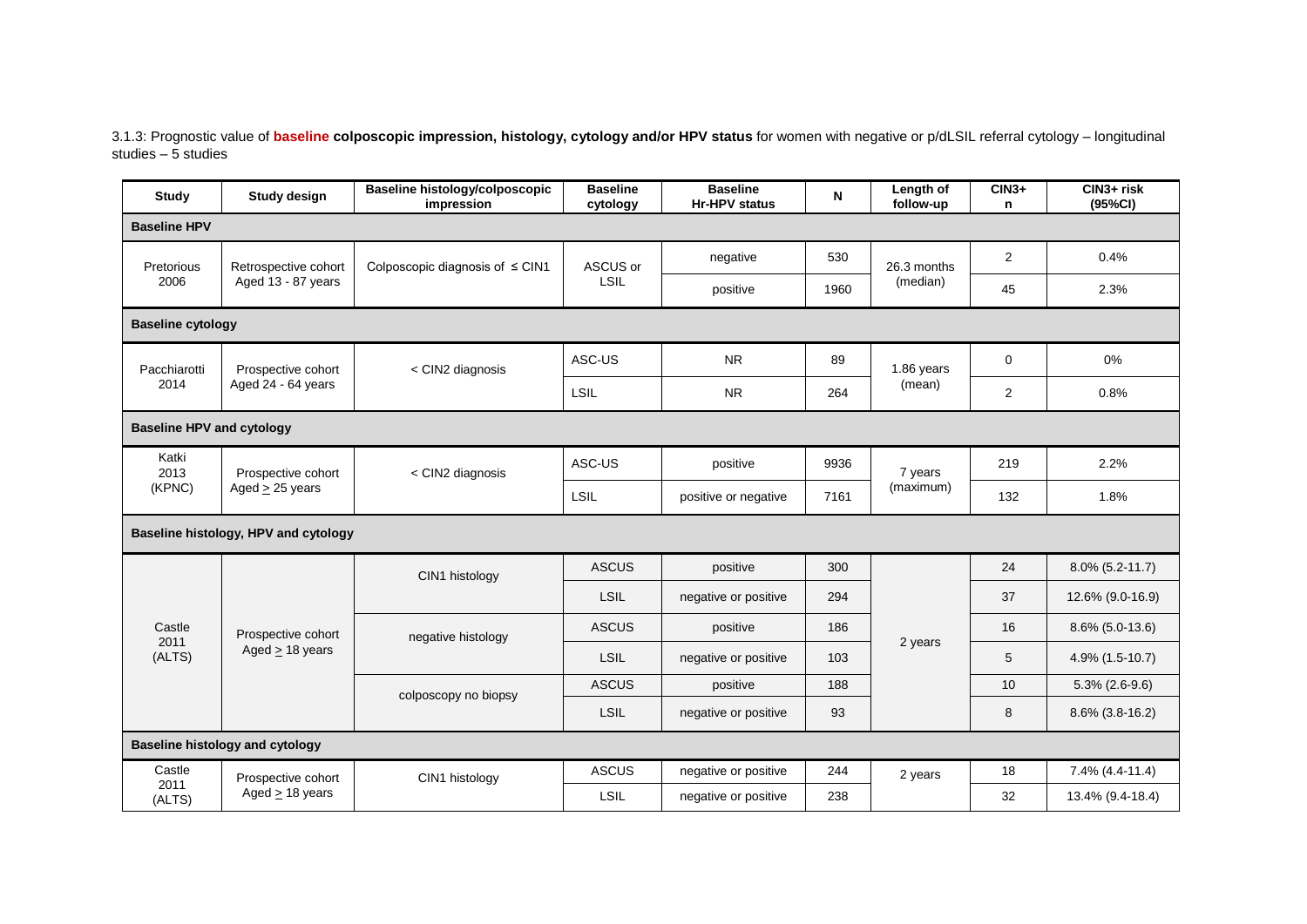3.1.3: Prognostic value of **baseline colposcopic impression, histology, cytology and/or HPV status** for women with negative or p/dLSIL referral cytology – longitudinal studies – 5 studies

| Study | Study design | Baseline histology/colposcopic impression | Baseline cytology | Baseline Hr-HPV status | N | Length of follow-up | CIN3+ n | CIN3+ risk (95%CI) |
|---|---|---|---|---|---|---|---|---|
| **Baseline HPV** | | | | | | | | |
| Pretorious 2006 | Retrospective cohort Aged 13 - 87 years | Colposcopic diagnosis of ≤ CIN1 | ASCUS or LSIL | negative | 530 | 26.3 months (median) | 2 | 0.4% |
| | | | | positive | 1960 | | 45 | 2.3% |
| **Baseline cytology** | | | | | | | | |
| Pacchiarotti 2014 | Prospective cohort Aged 24 - 64 years | < CIN2 diagnosis | ASC-US | NR | 89 | 1.86 years (mean) | 0 | 0% |
| | | | LSIL | NR | 264 | | 2 | 0.8% |
| **Baseline HPV and cytology** | | | | | | | | |
| Katki 2013 (KPNC) | Prospective cohort Aged ≥ 25 years | < CIN2 diagnosis | ASC-US | positive | 9936 | 7 years (maximum) | 219 | 2.2% |
| | | | LSIL | positive or negative | 7161 | | 132 | 1.8% |
| **Baseline histology, HPV and cytology** | | | | | | | | |
| Castle 2011 (ALTS) | Prospective cohort Aged ≥ 18 years | CIN1 histology | ASCUS | positive | 300 | 2 years | 24 | 8.0% (5.2-11.7) |
| | | | LSIL | negative or positive | 294 | | 37 | 12.6% (9.0-16.9) |
| | | negative histology | ASCUS | positive | 186 | | 16 | 8.6% (5.0-13.6) |
| | | | LSIL | negative or positive | 103 | | 5 | 4.9% (1.5-10.7) |
| | | colposcopy no biopsy | ASCUS | positive | 188 | | 10 | 5.3% (2.6-9.6) |
| | | | LSIL | negative or positive | 93 | | 8 | 8.6% (3.8-16.2) |
| **Baseline histology and cytology** | | | | | | | | |
| Castle 2011 (ALTS) | Prospective cohort Aged ≥ 18 years | CIN1 histology | ASCUS | negative or positive | 244 | 2 years | 18 | 7.4% (4.4-11.4) |
| | | | LSIL | negative or positive | 238 | | 32 | 13.4% (9.4-18.4) |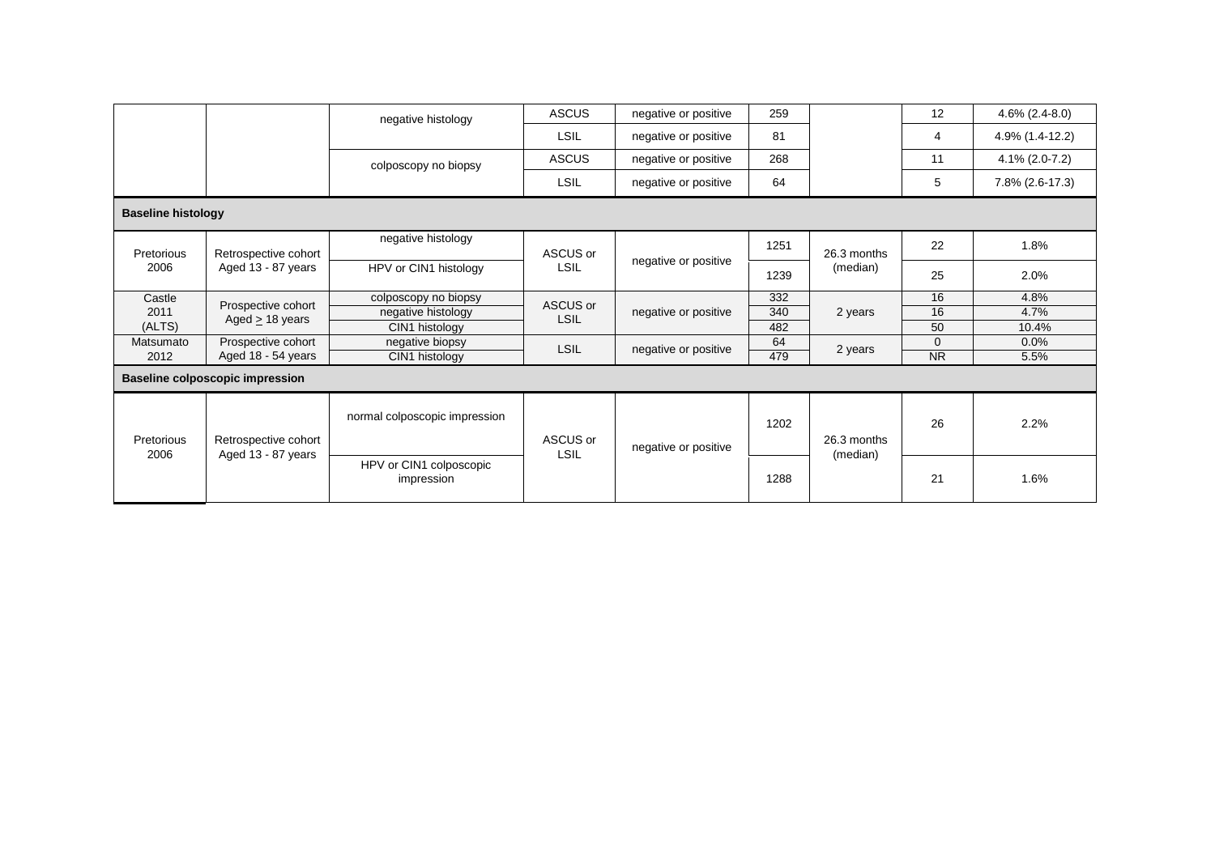| | | | | | | | | |
|---|---|---|---|---|---|---|---|---|
| | | negative histology | ASCUS | negative or positive | 259 | | 12 | 4.6% (2.4-8.0) |
| | | | LSIL | negative or positive | 81 | | 4 | 4.9% (1.4-12.2) |
| | | colposcopy no biopsy | ASCUS | negative or positive | 268 | | 11 | 4.1% (2.0-7.2) |
| | | | LSIL | negative or positive | 64 | | 5 | 7.8% (2.6-17.3) |
| **Baseline histology** | | | | | | | | |
| Pretorious 2006 | Retrospective cohort Aged 13 - 87 years | negative histology | ASCUS or LSIL | negative or positive | 1251 | 26.3 months (median) | 22 | 1.8% |
| | | HPV or CIN1 histology | | | 1239 | | 25 | 2.0% |
| Castle 2011 (ALTS) | Prospective cohort Aged $\geq$ 18 years | colposcopy no biopsy | ASCUS or LSIL | negative or positive | 332 | 2 years | 16 | 4.8% |
| | | negative histology | | | 340 | | 16 | 4.7% |
| | | CIN1 histology | | | 482 | | 50 | 10.4% |
| Matsumato 2012 | Prospective cohort Aged 18 - 54 years | negative biopsy | LSIL | negative or positive | 64 | 2 years | 0 | 0.0% |
| | | CIN1 histology | | | 479 | | NR | 5.5% |
| **Baseline colposcopic impression** | | | | | | | | |
| Pretorious 2006 | Retrospective cohort Aged 13 - 87 years | normal colposcopic impression | ASCUS or LSIL | negative or positive | 1202 | 26.3 months (median) | 26 | 2.2% |
| | | HPV or CIN1 colposcopic impression | | | 1288 | | 21 | 1.6% |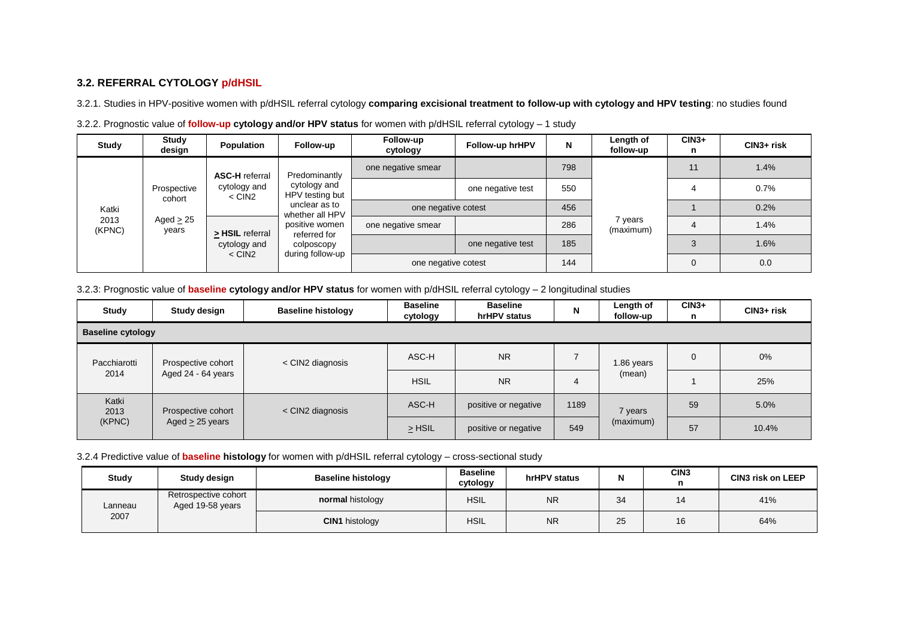### 3.2. REFERRAL CYTOLOGY p/dHSIL

3.2.1. Studies in HPV-positive women with p/dHSIL referral cytology **comparing excisional treatment to follow-up with cytology and HPV testing**: no studies found

3.2.2. Prognostic value of **follow-up** **cytology and/or HPV status** for women with p/dHSIL referral cytology – 1 study

| Study | Study design | Population | Follow-up | Follow-up cytology | Follow-up hrHPV | N | Length of follow-up | CIN3+ n | CIN3+ risk |
|---|---|---|---|---|---|---|---|---|---|
| Katki 2013 (KPNC) | Prospective cohort<br>Aged ≥ 25 years | **ASC-H** referral cytology and < CIN2 | Predominantly cytology and HPV testing but unclear as to whether all HPV positive women referred for colposcopy during follow-up | one negative smear | | 798 | 7 years (maximum) | 11 | 1.4% |
| | | | | | one negative test | 550 | | 4 | 0.7% |
| | | | | one negative cotest | | 456 | | 1 | 0.2% |
| | | **≥ HSIL** referral cytology and < CIN2 | | one negative smear | | 286 | | 4 | 1.4% |
| | | | | | one negative test | 185 | | 3 | 1.6% |
| | | | | one negative cotest | | 144 | | 0 | 0.0 |

3.2.3: Prognostic value of **baseline** **cytology and/or HPV status** for women with p/dHSIL referral cytology – 2 longitudinal studies

| Study | Study design | Baseline histology | Baseline cytology | Baseline hrHPV status | N | Length of follow-up | CIN3+ n | CIN3+ risk |
|---|---|---|---|---|---|---|---|---|
| **Baseline cytology** | | | | | | | | |
| Pacchiarotti 2014 | Prospective cohort Aged 24 - 64 years | < CIN2 diagnosis | ASC-H | NR | 7 | 1.86 years (mean) | 0 | 0% |
| | | | HSIL | NR | 4 | | 1 | 25% |
| Katki 2013 (KPNC) | Prospective cohort Aged ≥ 25 years | < CIN2 diagnosis | ASC-H | positive or negative | 1189 | 7 years (maximum) | 59 | 5.0% |
| | | | ≥ HSIL | positive or negative | 549 | | 57 | 10.4% |

3.2.4 Predictive value of **baseline** **histology** for women with p/dHSIL referral cytology – cross-sectional study

| Study | Study design | Baseline histology | Baseline cytology | hrHPV status | N | CIN3 n | CIN3 risk on LEEP |
|---|---|---|---|---|---|---|---|
| Lanneau 2007 | Retrospective cohort Aged 19-58 years | **normal** histology | HSIL | NR | 34 | 14 | 41% |
| | | **CIN1** histology | HSIL | NR | 25 | 16 | 64% |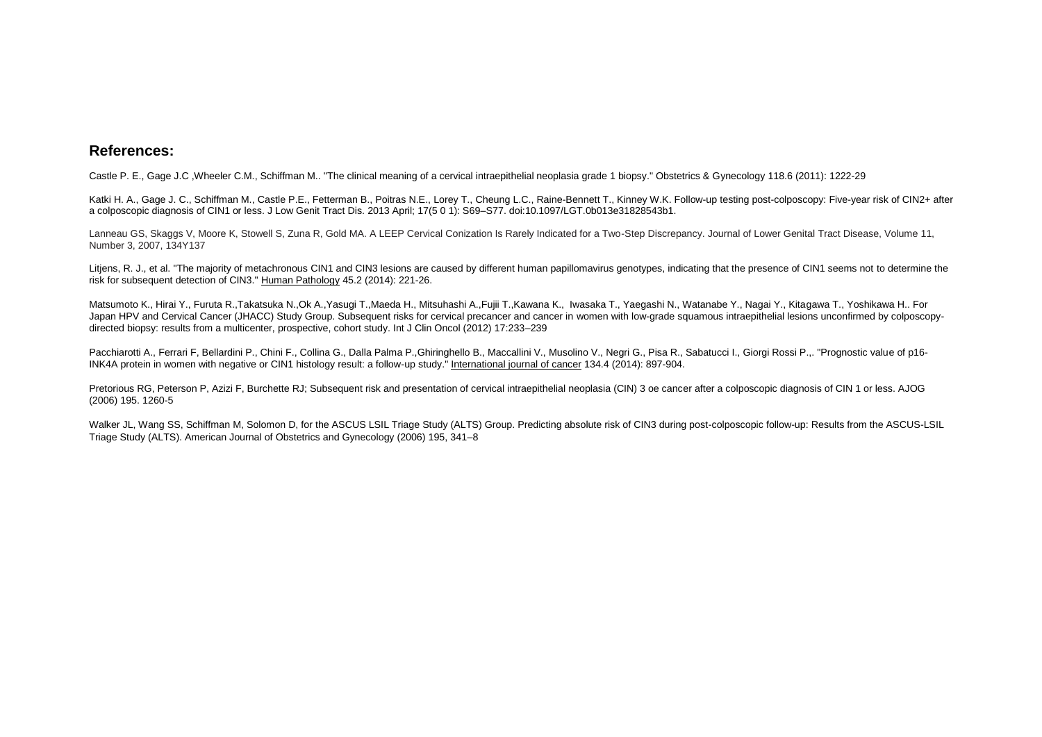## References:

Castle P. E., Gage J.C ,Wheeler C.M., Schiffman M.. "The clinical meaning of a cervical intraepithelial neoplasia grade 1 biopsy." Obstetrics & Gynecology 118.6 (2011): 1222-29

Katki H. A., Gage J. C., Schiffman M., Castle P.E., Fetterman B., Poitras N.E., Lorey T., Cheung L.C., Raine-Bennett T., Kinney W.K. Follow-up testing post-colposcopy: Five-year risk of CIN2+ after a colposcopic diagnosis of CIN1 or less. J Low Genit Tract Dis. 2013 April; 17(5 0 1): S69–S77. doi:10.1097/LGT.0b013e31828543b1.

Lanneau GS, Skaggs V, Moore K, Stowell S, Zuna R, Gold MA. A LEEP Cervical Conization Is Rarely Indicated for a Two-Step Discrepancy. Journal of Lower Genital Tract Disease, Volume 11, Number 3, 2007, 134Y137

Litjens, R. J., et al. "The majority of metachronous CIN1 and CIN3 lesions are caused by different human papillomavirus genotypes, indicating that the presence of CIN1 seems not to determine the risk for subsequent detection of CIN3." Human Pathology 45.2 (2014): 221-26.

Matsumoto K., Hirai Y., Furuta R.,Takatsuka N.,Ok A.,Yasugi T.,Maeda H., Mitsuhashi A.,Fujii T.,Kawana K., Iwasaka T., Yaegashi N., Watanabe Y., Nagai Y., Kitagawa T., Yoshikawa H.. For Japan HPV and Cervical Cancer (JHACC) Study Group. Subsequent risks for cervical precancer and cancer in women with low-grade squamous intraepithelial lesions unconfirmed by colposcopy-directed biopsy: results from a multicenter, prospective, cohort study. Int J Clin Oncol (2012) 17:233–239

Pacchiarotti A., Ferrari F, Bellardini P., Chini F., Collina G., Dalla Palma P.,Ghiringhello B., Maccallini V., Musolino V., Negri G., Pisa R., Sabatucci I., Giorgi Rossi P.,. "Prognostic value of p16-INK4A protein in women with negative or CIN1 histology result: a follow-up study." International journal of cancer 134.4 (2014): 897-904.

Pretorious RG, Peterson P, Azizi F, Burchette RJ; Subsequent risk and presentation of cervical intraepithelial neoplasia (CIN) 3 oe cancer after a colposcopic diagnosis of CIN 1 or less. AJOG (2006) 195. 1260-5

Walker JL, Wang SS, Schiffman M, Solomon D, for the ASCUS LSIL Triage Study (ALTS) Group. Predicting absolute risk of CIN3 during post-colposcopic follow-up: Results from the ASCUS-LSIL Triage Study (ALTS). American Journal of Obstetrics and Gynecology (2006) 195, 341–8